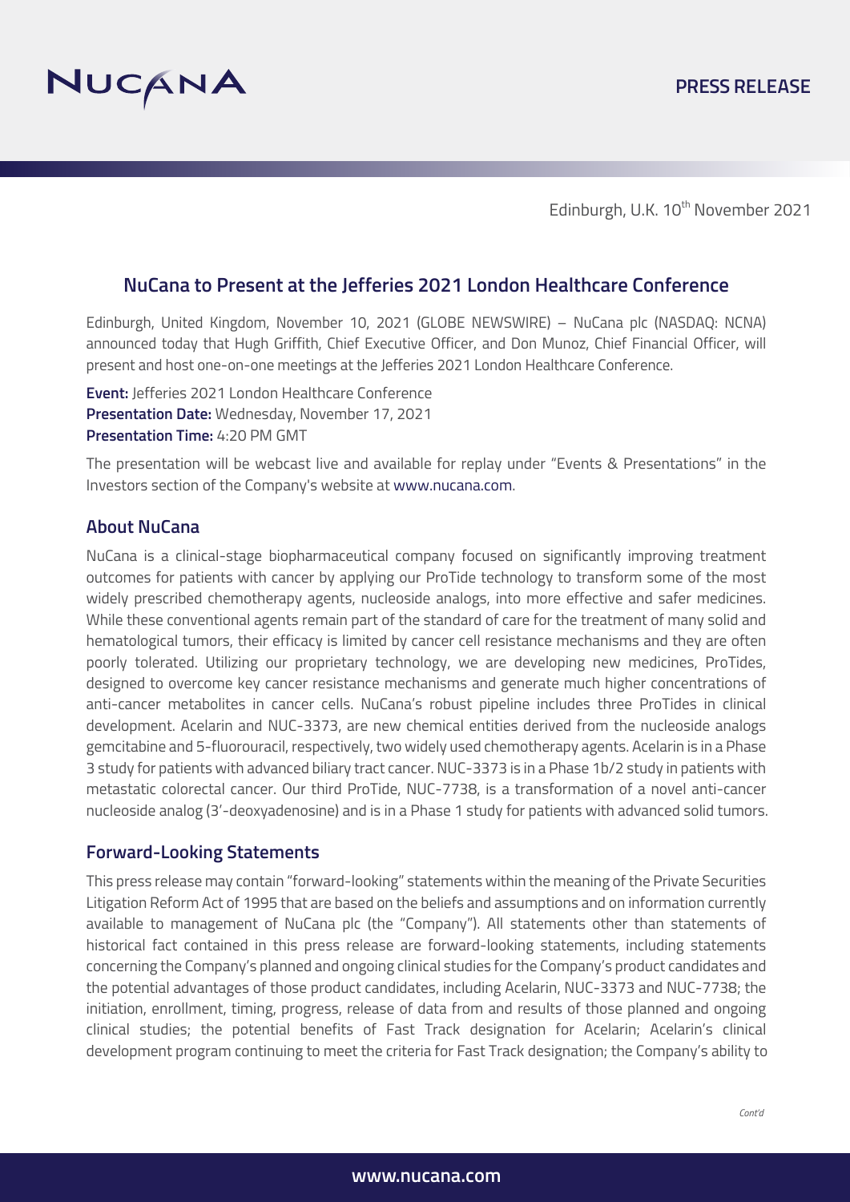NUCANA

PRESS RELEASE

Edinburgh, U.K. 10th November 2021

## NuCana to Present at the Jefferies 2021 London Healthcare Conference

Edinburgh, United Kingdom, November 10, 2021 (GLOBE NEWSWIRE) – NuCana plc (NASDAQ: NCNA) announced today that Hugh Griffith, Chief Executive Officer, and Don Munoz, Chief Financial Officer, will present and host one-on-one meetings at the Jefferies 2021 London Healthcare Conference.

**Event:** Jefferies 2021 London Healthcare Conference
**Presentation Date:** Wednesday, November 17, 2021
**Presentation Time:** 4:20 PM GMT

The presentation will be webcast live and available for replay under "Events & Presentations" in the Investors section of the Company's website at www.nucana.com.

### About NuCana

NuCana is a clinical-stage biopharmaceutical company focused on significantly improving treatment outcomes for patients with cancer by applying our ProTide technology to transform some of the most widely prescribed chemotherapy agents, nucleoside analogs, into more effective and safer medicines. While these conventional agents remain part of the standard of care for the treatment of many solid and hematological tumors, their efficacy is limited by cancer cell resistance mechanisms and they are often poorly tolerated. Utilizing our proprietary technology, we are developing new medicines, ProTides, designed to overcome key cancer resistance mechanisms and generate much higher concentrations of anti-cancer metabolites in cancer cells. NuCana's robust pipeline includes three ProTides in clinical development. Acelarin and NUC-3373, are new chemical entities derived from the nucleoside analogs gemcitabine and 5-fluorouracil, respectively, two widely used chemotherapy agents. Acelarin is in a Phase 3 study for patients with advanced biliary tract cancer. NUC-3373 is in a Phase 1b/2 study in patients with metastatic colorectal cancer. Our third ProTide, NUC-7738, is a transformation of a novel anti-cancer nucleoside analog (3'-deoxyadenosine) and is in a Phase 1 study for patients with advanced solid tumors.

### Forward-Looking Statements

This press release may contain "forward-looking" statements within the meaning of the Private Securities Litigation Reform Act of 1995 that are based on the beliefs and assumptions and on information currently available to management of NuCana plc (the "Company"). All statements other than statements of historical fact contained in this press release are forward-looking statements, including statements concerning the Company's planned and ongoing clinical studies for the Company's product candidates and the potential advantages of those product candidates, including Acelarin, NUC-3373 and NUC-7738; the initiation, enrollment, timing, progress, release of data from and results of those planned and ongoing clinical studies; the potential benefits of Fast Track designation for Acelarin; Acelarin's clinical development program continuing to meet the criteria for Fast Track designation; the Company's ability to

*Cont'd*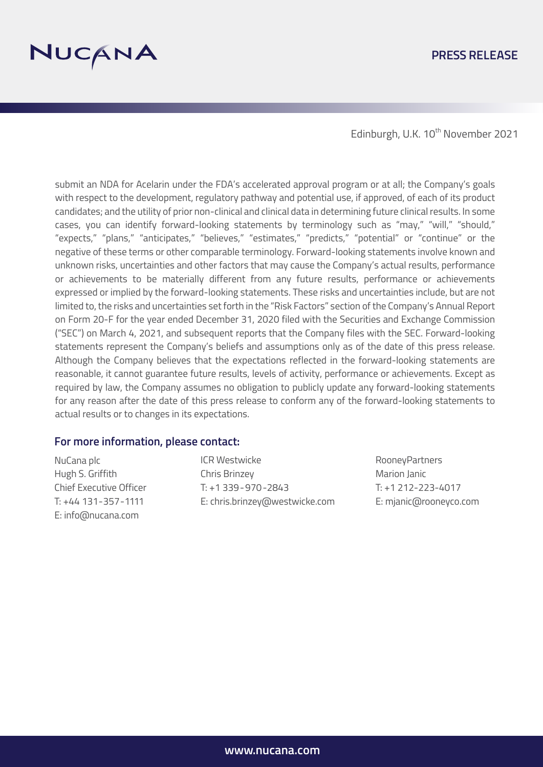Edinburgh, U.K. 10th November 2021

submit an NDA for Acelarin under the FDA's accelerated approval program or at all; the Company's goals with respect to the development, regulatory pathway and potential use, if approved, of each of its product candidates; and the utility of prior non-clinical and clinical data in determining future clinical results. In some cases, you can identify forward-looking statements by terminology such as "may," "will," "should," "expects," "plans," "anticipates," "believes," "estimates," "predicts," "potential" or "continue" or the negative of these terms or other comparable terminology. Forward-looking statements involve known and unknown risks, uncertainties and other factors that may cause the Company's actual results, performance or achievements to be materially different from any future results, performance or achievements expressed or implied by the forward-looking statements. These risks and uncertainties include, but are not limited to, the risks and uncertainties set forth in the "Risk Factors" section of the Company's Annual Report on Form 20-F for the year ended December 31, 2020 filed with the Securities and Exchange Commission ("SEC") on March 4, 2021, and subsequent reports that the Company files with the SEC. Forward-looking statements represent the Company's beliefs and assumptions only as of the date of this press release. Although the Company believes that the expectations reflected in the forward-looking statements are reasonable, it cannot guarantee future results, levels of activity, performance or achievements. Except as required by law, the Company assumes no obligation to publicly update any forward-looking statements for any reason after the date of this press release to conform any of the forward-looking statements to actual results or to changes in its expectations.

## For more information, please contact:

NuCana plc
Hugh S. Griffith
Chief Executive Officer
T: +44 131-357-1111
E: info@nucana.com

ICR Westwicke
Chris Brinzey
T: +1 339-970-2843
E: chris.brinzey@westwicke.com

RooneyPartners
Marion Janic
T: +1 212-223-4017
E: mjanic@rooneyco.com